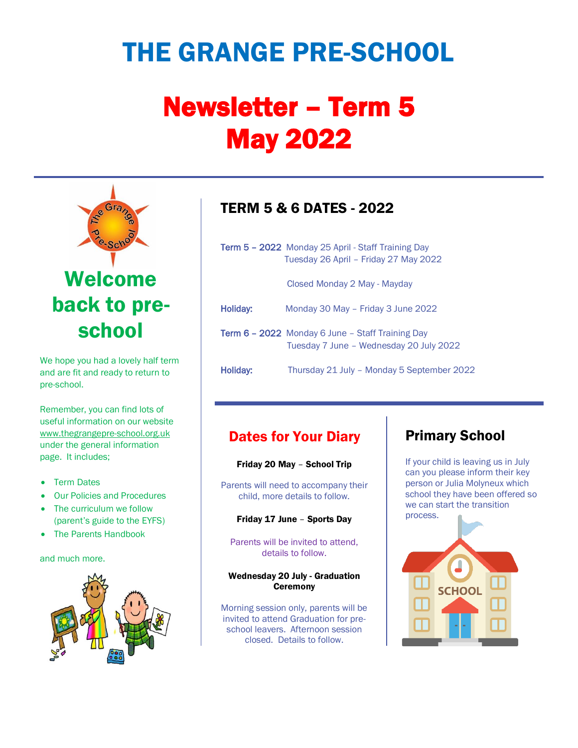# THE GRANGE PRE-SCHOOL

# Newsletter – Term 5
# May 2022

## Welcome back to pre-school

We hope you had a lovely half term and are fit and ready to return to pre-school.

Remember, you can find lots of useful information on our website www.thegrangepre-school.org.uk under the general information page. It includes;

- Term Dates
- Our Policies and Procedures
- The curriculum we follow (parent's guide to the EYFS)
- The Parents Handbook

and much more.

## TERM 5 & 6 DATES - 2022

| | |
|---|---|
| Term 5 – 2022 | Monday 25 April - Staff Training Day<br>Tuesday 26 April – Friday 27 May 2022 |
| | Closed Monday 2 May - Mayday |
| Holiday: | Monday 30 May – Friday 3 June 2022 |
| Term 6 – 2022 | Monday 6 June – Staff Training Day<br>Tuesday 7 June – Wednesday 20 July 2022 |
| Holiday: | Thursday 21 July – Monday 5 September 2022 |

## Dates for Your Diary

**Friday 20 May – School Trip**

Parents will need to accompany their child, more details to follow.

**Friday 17 June – Sports Day**

Parents will be invited to attend, details to follow.

**Wednesday 20 July - Graduation Ceremony**

Morning session only, parents will be invited to attend Graduation for pre-school leavers. Afternoon session closed. Details to follow.

## Primary School

If your child is leaving us in July can you please inform their key person or Julia Molyneux which school they have been offered so we can start the transition process.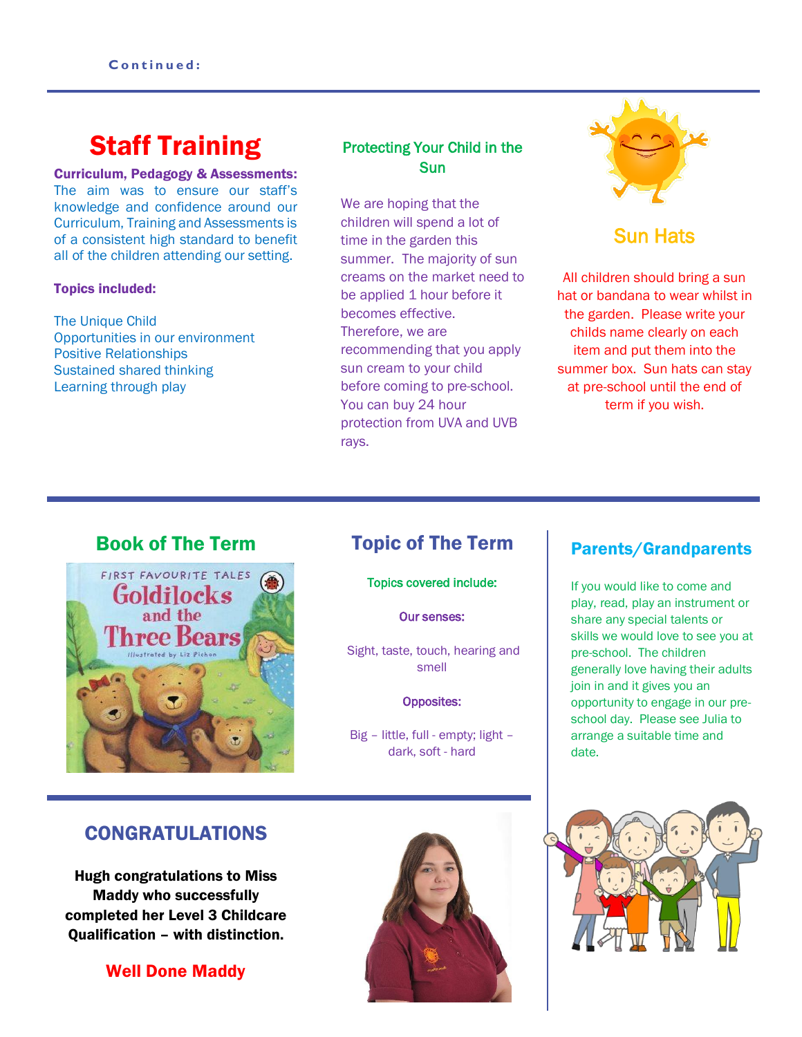Continued:

# Staff Training

**Curriculum, Pedagogy & Assessments:** The aim was to ensure our staff's knowledge and confidence around our Curriculum, Training and Assessments is of a consistent high standard to benefit all of the children attending our setting.

**Topics included:**

The Unique Child
Opportunities in our environment
Positive Relationships
Sustained shared thinking
Learning through play

## Protecting Your Child in the Sun

We are hoping that the children will spend a lot of time in the garden this summer. The majority of sun creams on the market need to be applied 1 hour before it becomes effective. Therefore, we are recommending that you apply sun cream to your child before coming to pre-school. You can buy 24 hour protection from UVA and UVB rays.

## Sun Hats

All children should bring a sun hat or bandana to wear whilst in the garden. Please write your childs name clearly on each item and put them into the summer box. Sun hats can stay at pre-school until the end of term if you wish.

## Book of The Term

FIRST FAVOURITE TALES
Goldilocks and the Three Bears
Illustrated by Liz Pichon

## Topic of The Term

**Topics covered include:**

**Our senses:**

Sight, taste, touch, hearing and smell

**Opposites:**

Big – little, full - empty; light – dark, soft - hard

## Parents/Grandparents

If you would like to come and play, read, play an instrument or share any special talents or skills we would love to see you at pre-school. The children generally love having their adults join in and it gives you an opportunity to engage in our pre-school day. Please see Julia to arrange a suitable time and date.

## CONGRATULATIONS

**Hugh congratulations to Miss Maddy who successfully completed her Level 3 Childcare Qualification – with distinction.**

**Well Done Maddy**